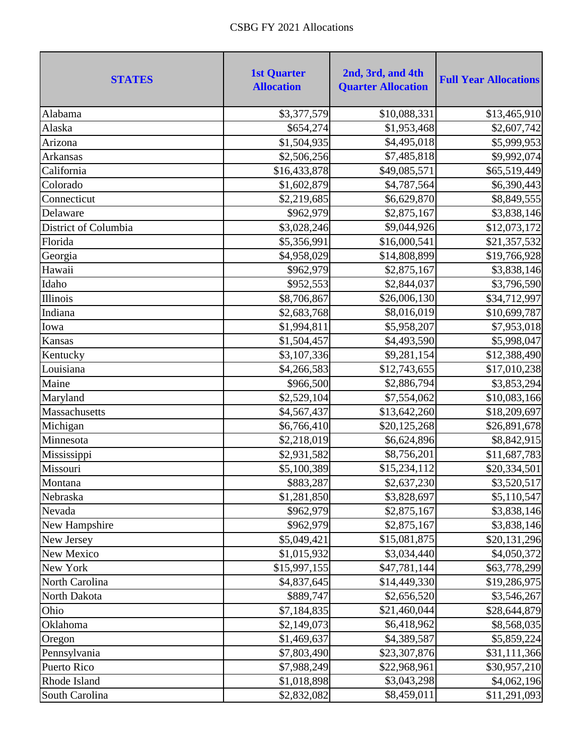CSBG FY 2021 Allocations

| STATES | 1st Quarter Allocation | 2nd, 3rd, and 4th Quarter Allocation | Full Year Allocations |
|---|---|---|---|
| Alabama | $3,377,579 | $10,088,331 | $13,465,910 |
| Alaska | $654,274 | $1,953,468 | $2,607,742 |
| Arizona | $1,504,935 | $4,495,018 | $5,999,953 |
| Arkansas | $2,506,256 | $7,485,818 | $9,992,074 |
| California | $16,433,878 | $49,085,571 | $65,519,449 |
| Colorado | $1,602,879 | $4,787,564 | $6,390,443 |
| Connecticut | $2,219,685 | $6,629,870 | $8,849,555 |
| Delaware | $962,979 | $2,875,167 | $3,838,146 |
| District of Columbia | $3,028,246 | $9,044,926 | $12,073,172 |
| Florida | $5,356,991 | $16,000,541 | $21,357,532 |
| Georgia | $4,958,029 | $14,808,899 | $19,766,928 |
| Hawaii | $962,979 | $2,875,167 | $3,838,146 |
| Idaho | $952,553 | $2,844,037 | $3,796,590 |
| Illinois | $8,706,867 | $26,006,130 | $34,712,997 |
| Indiana | $2,683,768 | $8,016,019 | $10,699,787 |
| Iowa | $1,994,811 | $5,958,207 | $7,953,018 |
| Kansas | $1,504,457 | $4,493,590 | $5,998,047 |
| Kentucky | $3,107,336 | $9,281,154 | $12,388,490 |
| Louisiana | $4,266,583 | $12,743,655 | $17,010,238 |
| Maine | $966,500 | $2,886,794 | $3,853,294 |
| Maryland | $2,529,104 | $7,554,062 | $10,083,166 |
| Massachusetts | $4,567,437 | $13,642,260 | $18,209,697 |
| Michigan | $6,766,410 | $20,125,268 | $26,891,678 |
| Minnesota | $2,218,019 | $6,624,896 | $8,842,915 |
| Mississippi | $2,931,582 | $8,756,201 | $11,687,783 |
| Missouri | $5,100,389 | $15,234,112 | $20,334,501 |
| Montana | $883,287 | $2,637,230 | $3,520,517 |
| Nebraska | $1,281,850 | $3,828,697 | $5,110,547 |
| Nevada | $962,979 | $2,875,167 | $3,838,146 |
| New Hampshire | $962,979 | $2,875,167 | $3,838,146 |
| New Jersey | $5,049,421 | $15,081,875 | $20,131,296 |
| New Mexico | $1,015,932 | $3,034,440 | $4,050,372 |
| New York | $15,997,155 | $47,781,144 | $63,778,299 |
| North Carolina | $4,837,645 | $14,449,330 | $19,286,975 |
| North Dakota | $889,747 | $2,656,520 | $3,546,267 |
| Ohio | $7,184,835 | $21,460,044 | $28,644,879 |
| Oklahoma | $2,149,073 | $6,418,962 | $8,568,035 |
| Oregon | $1,469,637 | $4,389,587 | $5,859,224 |
| Pennsylvania | $7,803,490 | $23,307,876 | $31,111,366 |
| Puerto Rico | $7,988,249 | $22,968,961 | $30,957,210 |
| Rhode Island | $1,018,898 | $3,043,298 | $4,062,196 |
| South Carolina | $2,832,082 | $8,459,011 | $11,291,093 |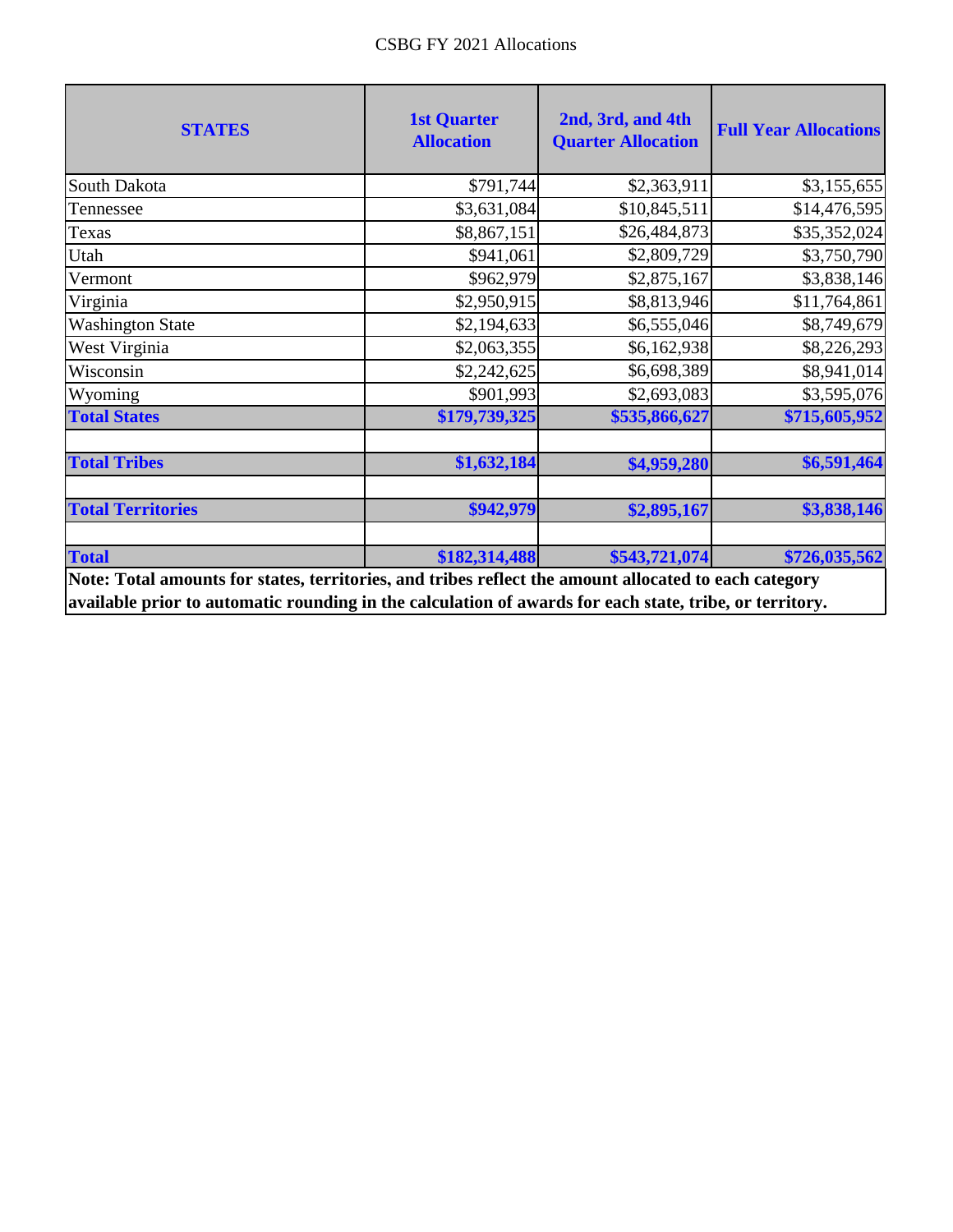CSBG FY 2021 Allocations

| STATES | 1st Quarter Allocation | 2nd, 3rd, and 4th Quarter Allocation | Full Year Allocations |
|---|---|---|---|
| South Dakota | $791,744 | $2,363,911 | $3,155,655 |
| Tennessee | $3,631,084 | $10,845,511 | $14,476,595 |
| Texas | $8,867,151 | $26,484,873 | $35,352,024 |
| Utah | $941,061 | $2,809,729 | $3,750,790 |
| Vermont | $962,979 | $2,875,167 | $3,838,146 |
| Virginia | $2,950,915 | $8,813,946 | $11,764,861 |
| Washington State | $2,194,633 | $6,555,046 | $8,749,679 |
| West Virginia | $2,063,355 | $6,162,938 | $8,226,293 |
| Wisconsin | $2,242,625 | $6,698,389 | $8,941,014 |
| Wyoming | $901,993 | $2,693,083 | $3,595,076 |
| **Total States** | **$179,739,325** | **$535,866,627** | **$715,605,952** |
| | | | |
| **Total Tribes** | **$1,632,184** | **$4,959,280** | **$6,591,464** |
| | | | |
| **Total Territories** | **$942,979** | **$2,895,167** | **$3,838,146** |
| | | | |
| **Total** | **$182,314,488** | **$543,721,074** | **$726,035,562** |

**Note: Total amounts for states, territories, and tribes reflect the amount allocated to each category available prior to automatic rounding in the calculation of awards for each state, tribe, or territory.**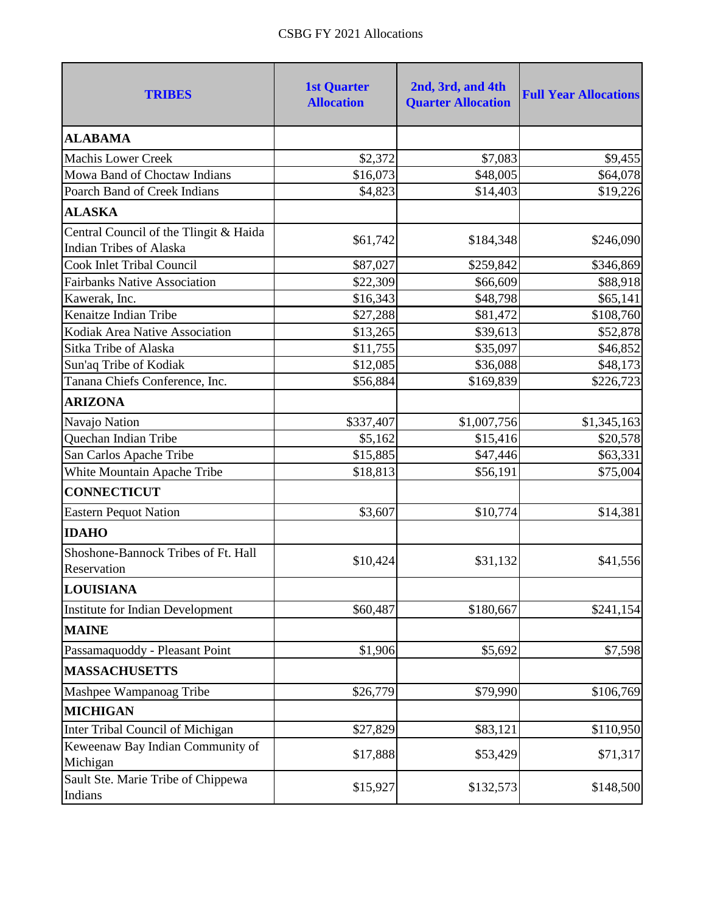CSBG FY 2021 Allocations

| TRIBES | 1st Quarter Allocation | 2nd, 3rd, and 4th Quarter Allocation | Full Year Allocations |
|---|---|---|---|
| **ALABAMA** | | | |
| Machis Lower Creek | $2,372 | $7,083 | $9,455 |
| Mowa Band of Choctaw Indians | $16,073 | $48,005 | $64,078 |
| Poarch Band of Creek Indians | $4,823 | $14,403 | $19,226 |
| **ALASKA** | | | |
| Central Council of the Tlingit & Haida Indian Tribes of Alaska | $61,742 | $184,348 | $246,090 |
| Cook Inlet Tribal Council | $87,027 | $259,842 | $346,869 |
| Fairbanks Native Association | $22,309 | $66,609 | $88,918 |
| Kawerak, Inc. | $16,343 | $48,798 | $65,141 |
| Kenaitze Indian Tribe | $27,288 | $81,472 | $108,760 |
| Kodiak Area Native Association | $13,265 | $39,613 | $52,878 |
| Sitka Tribe of Alaska | $11,755 | $35,097 | $46,852 |
| Sun'aq Tribe of Kodiak | $12,085 | $36,088 | $48,173 |
| Tanana Chiefs Conference, Inc. | $56,884 | $169,839 | $226,723 |
| **ARIZONA** | | | |
| Navajo Nation | $337,407 | $1,007,756 | $1,345,163 |
| Quechan Indian Tribe | $5,162 | $15,416 | $20,578 |
| San Carlos Apache Tribe | $15,885 | $47,446 | $63,331 |
| White Mountain Apache Tribe | $18,813 | $56,191 | $75,004 |
| **CONNECTICUT** | | | |
| Eastern Pequot Nation | $3,607 | $10,774 | $14,381 |
| **IDAHO** | | | |
| Shoshone-Bannock Tribes of Ft. Hall Reservation | $10,424 | $31,132 | $41,556 |
| **LOUISIANA** | | | |
| Institute for Indian Development | $60,487 | $180,667 | $241,154 |
| **MAINE** | | | |
| Passamaquoddy - Pleasant Point | $1,906 | $5,692 | $7,598 |
| **MASSACHUSETTS** | | | |
| Mashpee Wampanoag Tribe | $26,779 | $79,990 | $106,769 |
| **MICHIGAN** | | | |
| Inter Tribal Council of Michigan | $27,829 | $83,121 | $110,950 |
| Keweenaw Bay Indian Community of Michigan | $17,888 | $53,429 | $71,317 |
| Sault Ste. Marie Tribe of Chippewa Indians | $15,927 | $132,573 | $148,500 |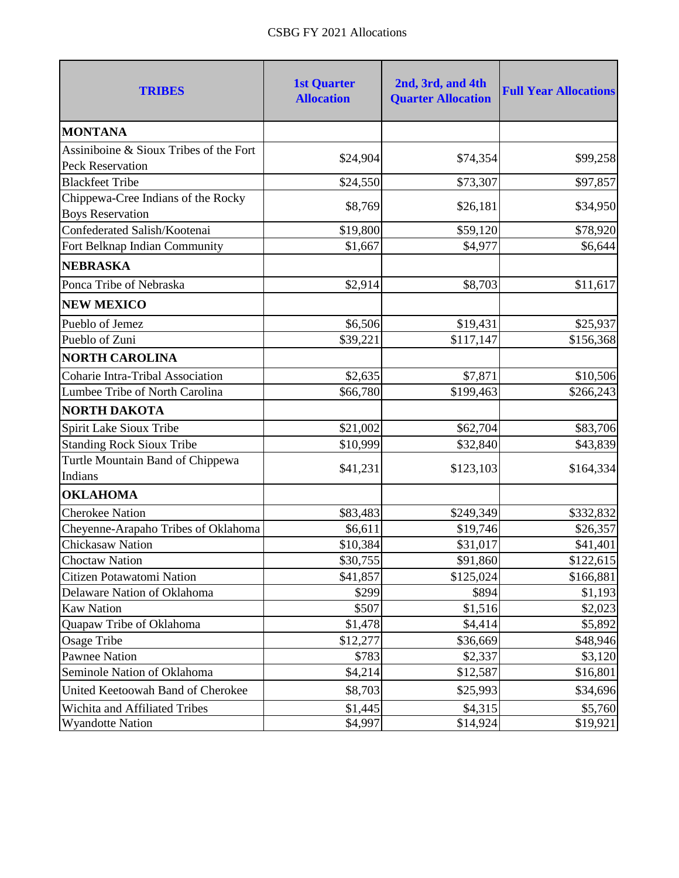CSBG FY 2021 Allocations

| TRIBES | 1st Quarter Allocation | 2nd, 3rd, and 4th Quarter Allocation | Full Year Allocations |
|---|---|---|---|
| **MONTANA** | | | |
| Assiniboine & Sioux Tribes of the Fort Peck Reservation | $24,904 | $74,354 | $99,258 |
| Blackfeet Tribe | $24,550 | $73,307 | $97,857 |
| Chippewa-Cree Indians of the Rocky Boys Reservation | $8,769 | $26,181 | $34,950 |
| Confederated Salish/Kootenai | $19,800 | $59,120 | $78,920 |
| Fort Belknap Indian Community | $1,667 | $4,977 | $6,644 |
| **NEBRASKA** | | | |
| Ponca Tribe of Nebraska | $2,914 | $8,703 | $11,617 |
| **NEW MEXICO** | | | |
| Pueblo of Jemez | $6,506 | $19,431 | $25,937 |
| Pueblo of Zuni | $39,221 | $117,147 | $156,368 |
| **NORTH CAROLINA** | | | |
| Coharie Intra-Tribal Association | $2,635 | $7,871 | $10,506 |
| Lumbee Tribe of North Carolina | $66,780 | $199,463 | $266,243 |
| **NORTH DAKOTA** | | | |
| Spirit Lake Sioux Tribe | $21,002 | $62,704 | $83,706 |
| Standing Rock Sioux Tribe | $10,999 | $32,840 | $43,839 |
| Turtle Mountain Band of Chippewa Indians | $41,231 | $123,103 | $164,334 |
| **OKLAHOMA** | | | |
| Cherokee Nation | $83,483 | $249,349 | $332,832 |
| Cheyenne-Arapaho Tribes of Oklahoma | $6,611 | $19,746 | $26,357 |
| Chickasaw Nation | $10,384 | $31,017 | $41,401 |
| Choctaw Nation | $30,755 | $91,860 | $122,615 |
| Citizen Potawatomi Nation | $41,857 | $125,024 | $166,881 |
| Delaware Nation of Oklahoma | $299 | $894 | $1,193 |
| Kaw Nation | $507 | $1,516 | $2,023 |
| Quapaw Tribe of Oklahoma | $1,478 | $4,414 | $5,892 |
| Osage Tribe | $12,277 | $36,669 | $48,946 |
| Pawnee Nation | $783 | $2,337 | $3,120 |
| Seminole Nation of Oklahoma | $4,214 | $12,587 | $16,801 |
| United Keetoowah Band of Cherokee | $8,703 | $25,993 | $34,696 |
| Wichita and Affiliated Tribes | $1,445 | $4,315 | $5,760 |
| Wyandotte Nation | $4,997 | $14,924 | $19,921 |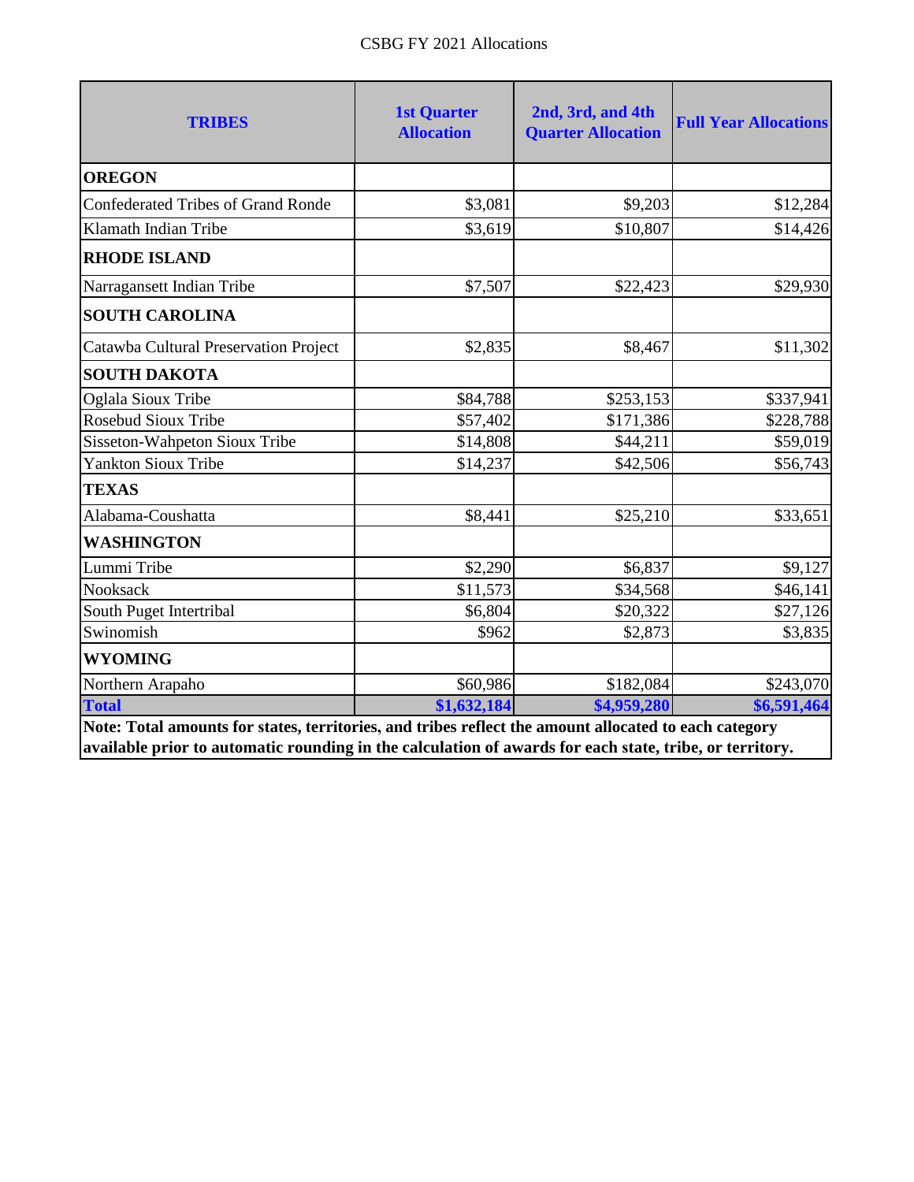CSBG FY 2021 Allocations

| TRIBES | 1st Quarter Allocation | 2nd, 3rd, and 4th Quarter Allocation | Full Year Allocations |
|---|---|---|---|
| **OREGON** | | | |
| Confederated Tribes of Grand Ronde | $3,081 | $9,203 | $12,284 |
| Klamath Indian Tribe | $3,619 | $10,807 | $14,426 |
| **RHODE ISLAND** | | | |
| Narragansett Indian Tribe | $7,507 | $22,423 | $29,930 |
| **SOUTH CAROLINA** | | | |
| Catawba Cultural Preservation Project | $2,835 | $8,467 | $11,302 |
| **SOUTH DAKOTA** | | | |
| Oglala Sioux Tribe | $84,788 | $253,153 | $337,941 |
| Rosebud Sioux Tribe | $57,402 | $171,386 | $228,788 |
| Sisseton-Wahpeton Sioux Tribe | $14,808 | $44,211 | $59,019 |
| Yankton Sioux Tribe | $14,237 | $42,506 | $56,743 |
| **TEXAS** | | | |
| Alabama-Coushatta | $8,441 | $25,210 | $33,651 |
| **WASHINGTON** | | | |
| Lummi Tribe | $2,290 | $6,837 | $9,127 |
| Nooksack | $11,573 | $34,568 | $46,141 |
| South Puget Intertribal | $6,804 | $20,322 | $27,126 |
| Swinomish | $962 | $2,873 | $3,835 |
| **WYOMING** | | | |
| Northern Arapaho | $60,986 | $182,084 | $243,070 |
| **Total** | **$1,632,184** | **$4,959,280** | **$6,591,464** |

**Note: Total amounts for states, territories, and tribes reflect the amount allocated to each category available prior to automatic rounding in the calculation of awards for each state, tribe, or territory.**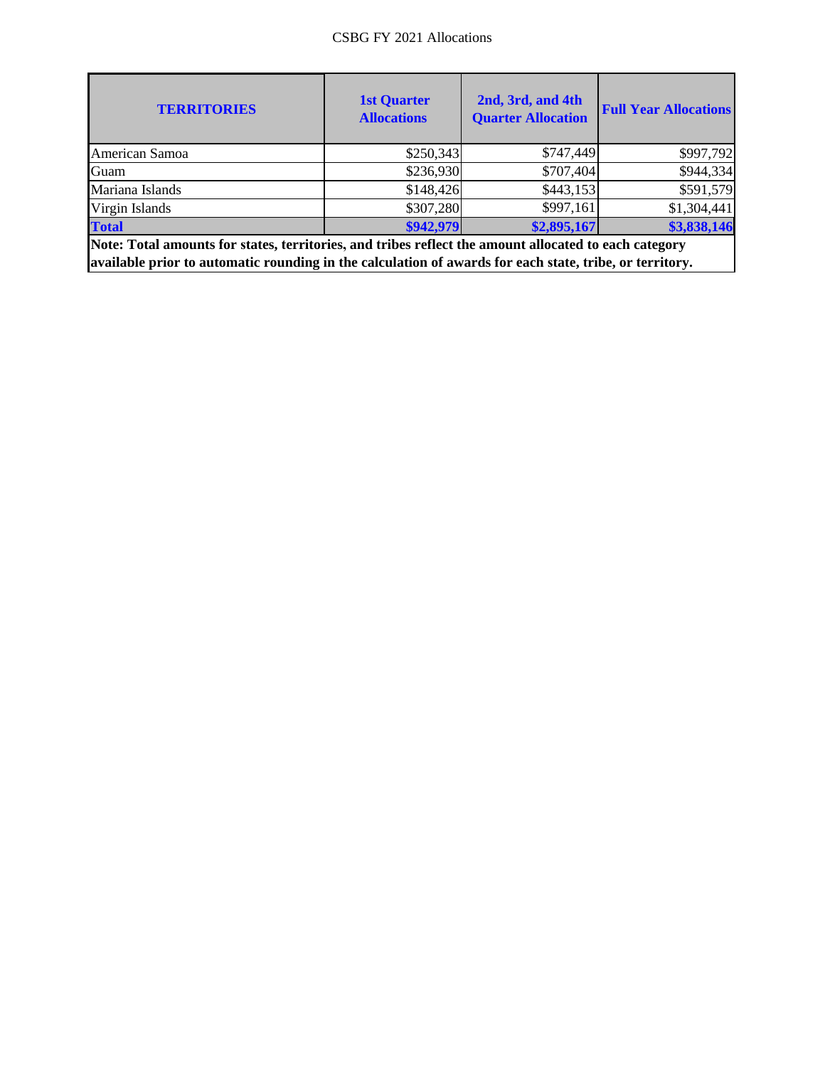CSBG FY 2021 Allocations

| TERRITORIES | 1st Quarter Allocations | 2nd, 3rd, and 4th Quarter Allocation | Full Year Allocations |
|---|---|---|---|
| American Samoa | $250,343 | $747,449 | $997,792 |
| Guam | $236,930 | $707,404 | $944,334 |
| Mariana Islands | $148,426 | $443,153 | $591,579 |
| Virgin Islands | $307,280 | $997,161 | $1,304,441 |
| **Total** | **$942,979** | **$2,895,167** | **$3,838,146** |

**Note: Total amounts for states, territories, and tribes reflect the amount allocated to each category available prior to automatic rounding in the calculation of awards for each state, tribe, or territory.**